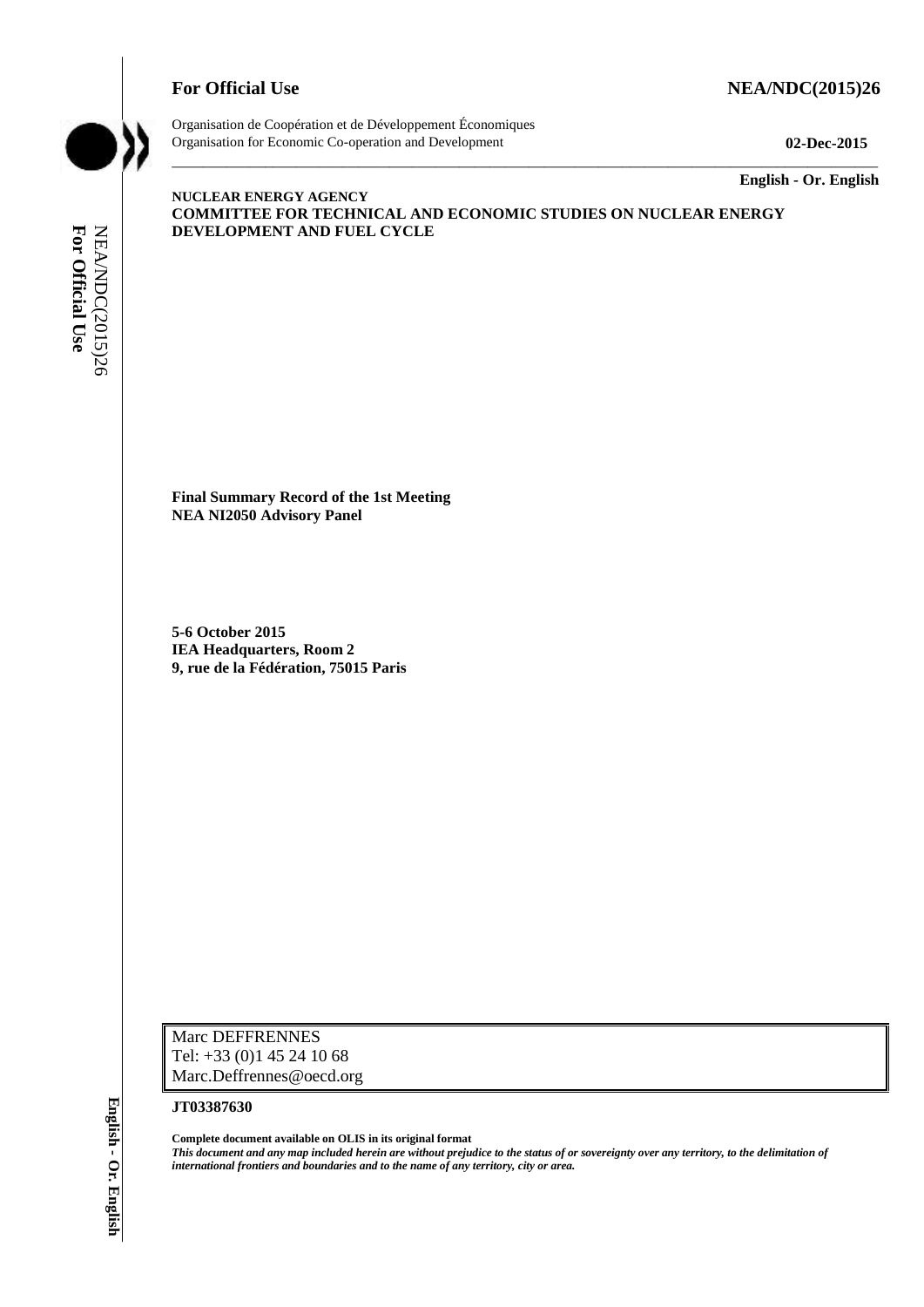**For Official Use** **NEA/NDC(2015)26**

Organisation de Coopération et de Développement Économiques
Organisation for Economic Co-operation and Development **02-Dec-2015**

**English - Or. English**

**NUCLEAR ENERGY AGENCY**
**COMMITTEE FOR TECHNICAL AND ECONOMIC STUDIES ON NUCLEAR ENERGY DEVELOPMENT AND FUEL CYCLE**

**Final Summary Record of the 1st Meeting**
**NEA NI2050 Advisory Panel**

**5-6 October 2015**
**IEA Headquarters, Room 2**
**9, rue de la Fédération, 75015 Paris**

Marc DEFFRENNES
Tel: +33 (0)1 45 24 10 68
Marc.Deffrennes@oecd.org

**JT03387630**

**Complete document available on OLIS in its original format**
***This document and any map included herein are without prejudice to the status of or sovereignty over any territory, to the delimitation of international frontiers and boundaries and to the name of any territory, city or area.***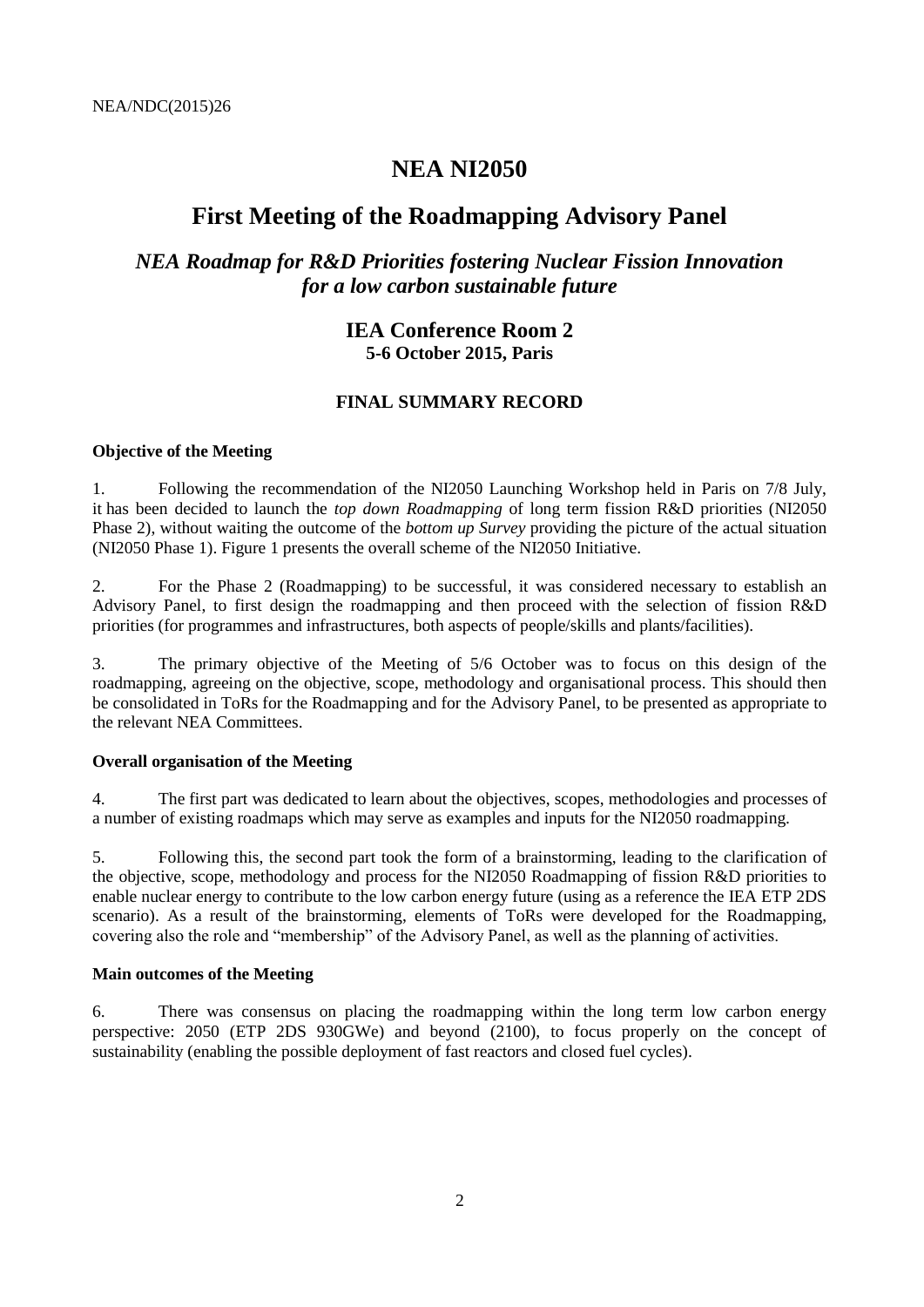# NEA NI2050

## First Meeting of the Roadmapping Advisory Panel

### *NEA Roadmap for R&D Priorities fostering Nuclear Fission Innovation for a low carbon sustainable future*

**IEA Conference Room 2**
**5-6 October 2015, Paris**

**FINAL SUMMARY RECORD**

**Objective of the Meeting**

1. Following the recommendation of the NI2050 Launching Workshop held in Paris on 7/8 July, it has been decided to launch the *top down Roadmapping* of long term fission R&D priorities (NI2050 Phase 2), without waiting the outcome of the *bottom up Survey* providing the picture of the actual situation (NI2050 Phase 1). Figure 1 presents the overall scheme of the NI2050 Initiative.

2. For the Phase 2 (Roadmapping) to be successful, it was considered necessary to establish an Advisory Panel, to first design the roadmapping and then proceed with the selection of fission R&D priorities (for programmes and infrastructures, both aspects of people/skills and plants/facilities).

3. The primary objective of the Meeting of 5/6 October was to focus on this design of the roadmapping, agreeing on the objective, scope, methodology and organisational process. This should then be consolidated in ToRs for the Roadmapping and for the Advisory Panel, to be presented as appropriate to the relevant NEA Committees.

**Overall organisation of the Meeting**

4. The first part was dedicated to learn about the objectives, scopes, methodologies and processes of a number of existing roadmaps which may serve as examples and inputs for the NI2050 roadmapping.

5. Following this, the second part took the form of a brainstorming, leading to the clarification of the objective, scope, methodology and process for the NI2050 Roadmapping of fission R&D priorities to enable nuclear energy to contribute to the low carbon energy future (using as a reference the IEA ETP 2DS scenario). As a result of the brainstorming, elements of ToRs were developed for the Roadmapping, covering also the role and "membership" of the Advisory Panel, as well as the planning of activities.

**Main outcomes of the Meeting**

6. There was consensus on placing the roadmapping within the long term low carbon energy perspective: 2050 (ETP 2DS 930GWe) and beyond (2100), to focus properly on the concept of sustainability (enabling the possible deployment of fast reactors and closed fuel cycles).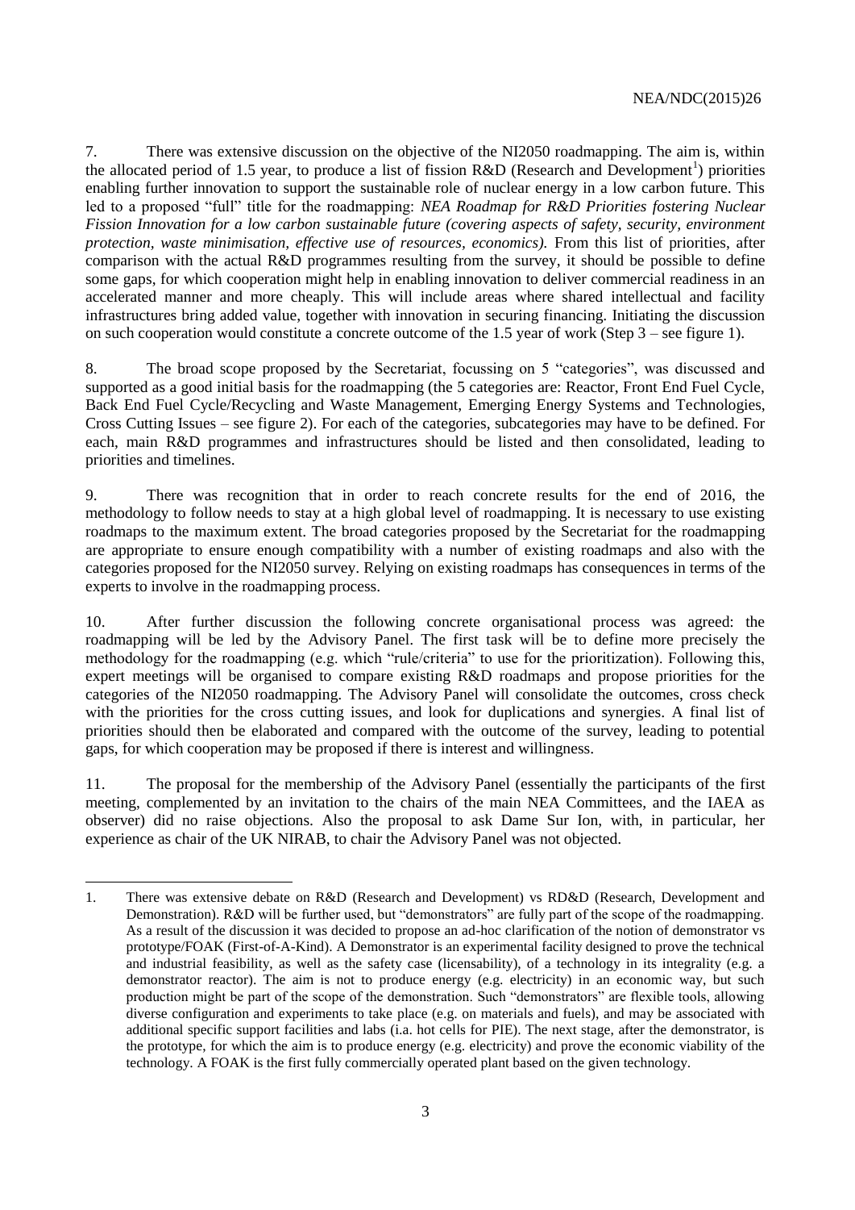7. There was extensive discussion on the objective of the NI2050 roadmapping. The aim is, within the allocated period of 1.5 year, to produce a list of fission R&D (Research and Development[1]) priorities enabling further innovation to support the sustainable role of nuclear energy in a low carbon future. This led to a proposed "full" title for the roadmapping: *NEA Roadmap for R&D Priorities fostering Nuclear Fission Innovation for a low carbon sustainable future (covering aspects of safety, security, environment protection, waste minimisation, effective use of resources, economics).* From this list of priorities, after comparison with the actual R&D programmes resulting from the survey, it should be possible to define some gaps, for which cooperation might help in enabling innovation to deliver commercial readiness in an accelerated manner and more cheaply. This will include areas where shared intellectual and facility infrastructures bring added value, together with innovation in securing financing. Initiating the discussion on such cooperation would constitute a concrete outcome of the 1.5 year of work (Step 3 – see figure 1).

8. The broad scope proposed by the Secretariat, focussing on 5 "categories", was discussed and supported as a good initial basis for the roadmapping (the 5 categories are: Reactor, Front End Fuel Cycle, Back End Fuel Cycle/Recycling and Waste Management, Emerging Energy Systems and Technologies, Cross Cutting Issues – see figure 2). For each of the categories, subcategories may have to be defined. For each, main R&D programmes and infrastructures should be listed and then consolidated, leading to priorities and timelines.

9. There was recognition that in order to reach concrete results for the end of 2016, the methodology to follow needs to stay at a high global level of roadmapping. It is necessary to use existing roadmaps to the maximum extent. The broad categories proposed by the Secretariat for the roadmapping are appropriate to ensure enough compatibility with a number of existing roadmaps and also with the categories proposed for the NI2050 survey. Relying on existing roadmaps has consequences in terms of the experts to involve in the roadmapping process.

10. After further discussion the following concrete organisational process was agreed: the roadmapping will be led by the Advisory Panel. The first task will be to define more precisely the methodology for the roadmapping (e.g. which "rule/criteria" to use for the prioritization). Following this, expert meetings will be organised to compare existing R&D roadmaps and propose priorities for the categories of the NI2050 roadmapping. The Advisory Panel will consolidate the outcomes, cross check with the priorities for the cross cutting issues, and look for duplications and synergies. A final list of priorities should then be elaborated and compared with the outcome of the survey, leading to potential gaps, for which cooperation may be proposed if there is interest and willingness.

11. The proposal for the membership of the Advisory Panel (essentially the participants of the first meeting, complemented by an invitation to the chairs of the main NEA Committees, and the IAEA as observer) did no raise objections. Also the proposal to ask Dame Sur Ion, with, in particular, her experience as chair of the UK NIRAB, to chair the Advisory Panel was not objected.

---

1. There was extensive debate on R&D (Research and Development) vs RD&D (Research, Development and Demonstration). R&D will be further used, but "demonstrators" are fully part of the scope of the roadmapping. As a result of the discussion it was decided to propose an ad-hoc clarification of the notion of demonstrator vs prototype/FOAK (First-of-A-Kind). A Demonstrator is an experimental facility designed to prove the technical and industrial feasibility, as well as the safety case (licensability), of a technology in its integrality (e.g. a demonstrator reactor). The aim is not to produce energy (e.g. electricity) in an economic way, but such production might be part of the scope of the demonstration. Such "demonstrators" are flexible tools, allowing diverse configuration and experiments to take place (e.g. on materials and fuels), and may be associated with additional specific support facilities and labs (i.a. hot cells for PIE). The next stage, after the demonstrator, is the prototype, for which the aim is to produce energy (e.g. electricity) and prove the economic viability of the technology. A FOAK is the first fully commercially operated plant based on the given technology.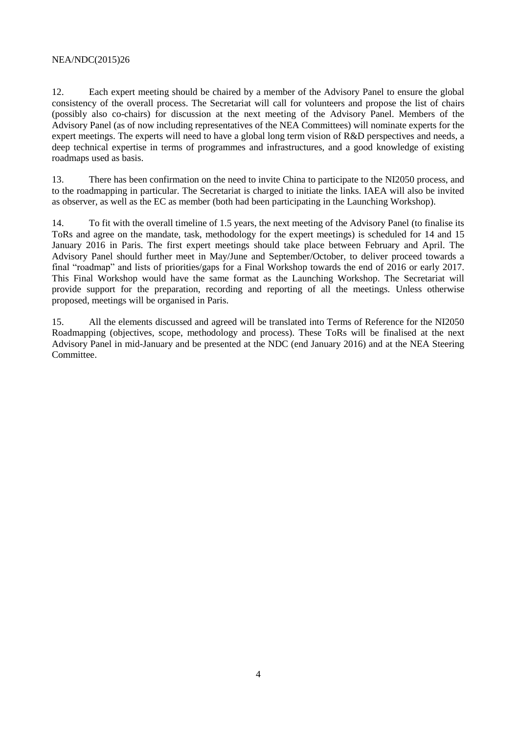12. Each expert meeting should be chaired by a member of the Advisory Panel to ensure the global consistency of the overall process. The Secretariat will call for volunteers and propose the list of chairs (possibly also co-chairs) for discussion at the next meeting of the Advisory Panel. Members of the Advisory Panel (as of now including representatives of the NEA Committees) will nominate experts for the expert meetings. The experts will need to have a global long term vision of R&D perspectives and needs, a deep technical expertise in terms of programmes and infrastructures, and a good knowledge of existing roadmaps used as basis.

13. There has been confirmation on the need to invite China to participate to the NI2050 process, and to the roadmapping in particular. The Secretariat is charged to initiate the links. IAEA will also be invited as observer, as well as the EC as member (both had been participating in the Launching Workshop).

14. To fit with the overall timeline of 1.5 years, the next meeting of the Advisory Panel (to finalise its ToRs and agree on the mandate, task, methodology for the expert meetings) is scheduled for 14 and 15 January 2016 in Paris. The first expert meetings should take place between February and April. The Advisory Panel should further meet in May/June and September/October, to deliver proceed towards a final "roadmap" and lists of priorities/gaps for a Final Workshop towards the end of 2016 or early 2017. This Final Workshop would have the same format as the Launching Workshop. The Secretariat will provide support for the preparation, recording and reporting of all the meetings. Unless otherwise proposed, meetings will be organised in Paris.

15. All the elements discussed and agreed will be translated into Terms of Reference for the NI2050 Roadmapping (objectives, scope, methodology and process). These ToRs will be finalised at the next Advisory Panel in mid-January and be presented at the NDC (end January 2016) and at the NEA Steering Committee.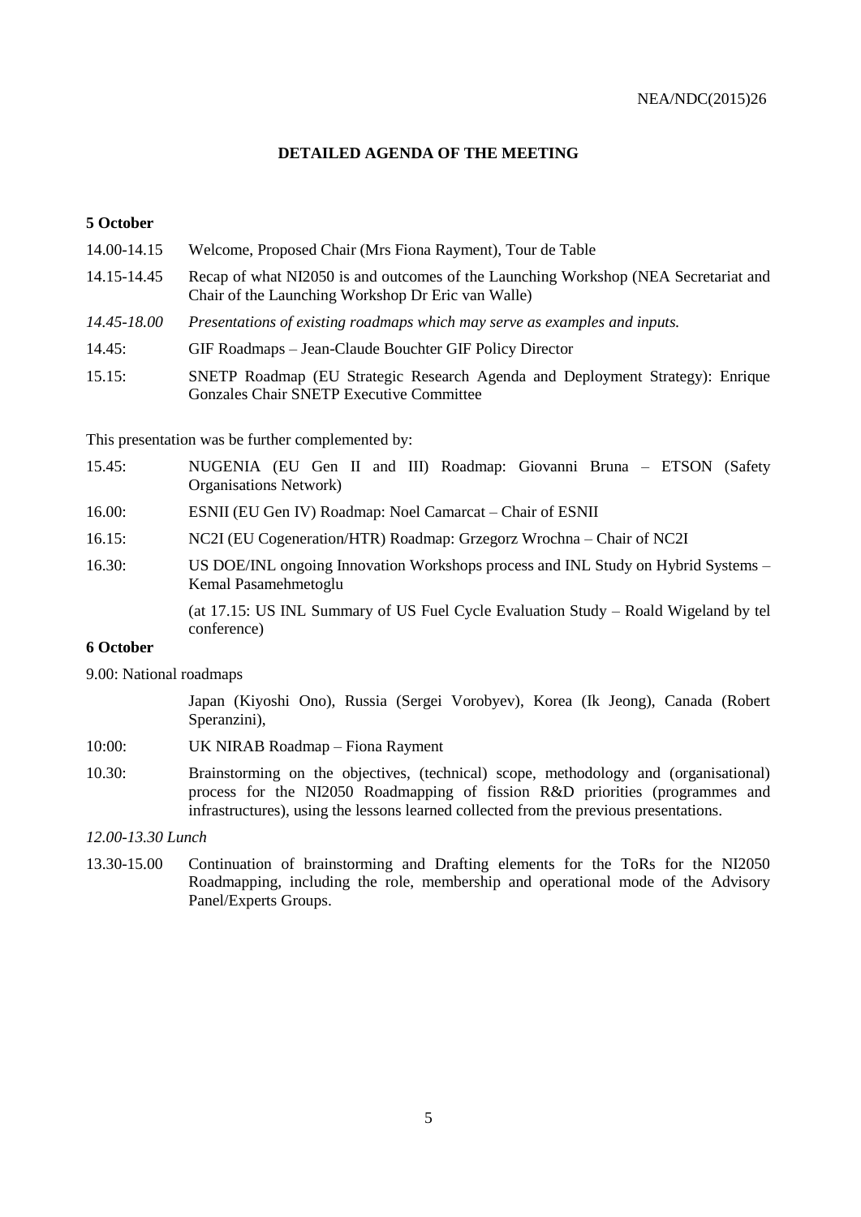## DETAILED AGENDA OF THE MEETING

### 5 October

14.00-14.15 Welcome, Proposed Chair (Mrs Fiona Rayment), Tour de Table

14.15-14.45 Recap of what NI2050 is and outcomes of the Launching Workshop (NEA Secretariat and Chair of the Launching Workshop Dr Eric van Walle)

*14.45-18.00 Presentations of existing roadmaps which may serve as examples and inputs.*

14.45: GIF Roadmaps – Jean-Claude Bouchter GIF Policy Director

15.15: SNETP Roadmap (EU Strategic Research Agenda and Deployment Strategy): Enrique Gonzales Chair SNETP Executive Committee

This presentation was be further complemented by:

15.45: NUGENIA (EU Gen II and III) Roadmap: Giovanni Bruna – ETSON (Safety Organisations Network)

16.00: ESNII (EU Gen IV) Roadmap: Noel Camarcat – Chair of ESNII

16.15: NC2I (EU Cogeneration/HTR) Roadmap: Grzegorz Wrochna – Chair of NC2I

16.30: US DOE/INL ongoing Innovation Workshops process and INL Study on Hybrid Systems – Kemal Pasamehmetoglu

(at 17.15: US INL Summary of US Fuel Cycle Evaluation Study – Roald Wigeland by tel conference)

### 6 October

9.00: National roadmaps

Japan (Kiyoshi Ono), Russia (Sergei Vorobyev), Korea (Ik Jeong), Canada (Robert Speranzini),

10:00: UK NIRAB Roadmap – Fiona Rayment

10.30: Brainstorming on the objectives, (technical) scope, methodology and (organisational) process for the NI2050 Roadmapping of fission R&D priorities (programmes and infrastructures), using the lessons learned collected from the previous presentations.

*12.00-13.30 Lunch*

13.30-15.00 Continuation of brainstorming and Drafting elements for the ToRs for the NI2050 Roadmapping, including the role, membership and operational mode of the Advisory Panel/Experts Groups.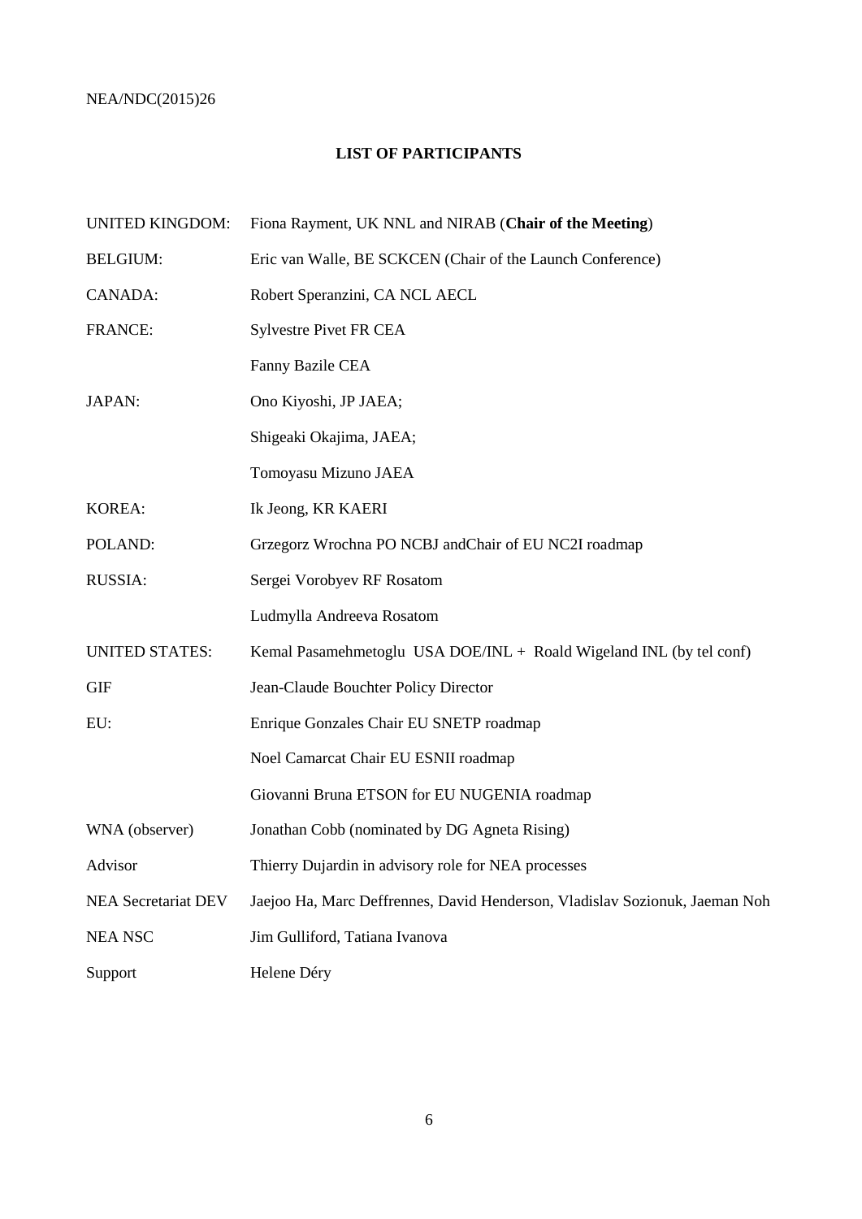**LIST OF PARTICIPANTS**

| | |
|---|---|
| UNITED KINGDOM: | Fiona Rayment, UK NNL and NIRAB (**Chair of the Meeting**) |
| BELGIUM: | Eric van Walle, BE SCKCEN (Chair of the Launch Conference) |
| CANADA: | Robert Speranzini, CA NCL AECL |
| FRANCE: | Sylvestre Pivet FR CEA |
| | Fanny Bazile CEA |
| JAPAN: | Ono Kiyoshi, JP JAEA; |
| | Shigeaki Okajima, JAEA; |
| | Tomoyasu Mizuno JAEA |
| KOREA: | Ik Jeong, KR KAERI |
| POLAND: | Grzegorz Wrochna PO NCBJ andChair of EU NC2I roadmap |
| RUSSIA: | Sergei Vorobyev RF Rosatom |
| | Ludmylla Andreeva Rosatom |
| UNITED STATES: | Kemal Pasamehmetoglu USA DOE/INL + Roald Wigeland INL (by tel conf) |
| GIF | Jean-Claude Bouchter Policy Director |
| EU: | Enrique Gonzales Chair EU SNETP roadmap |
| | Noel Camarcat Chair EU ESNII roadmap |
| | Giovanni Bruna ETSON for EU NUGENIA roadmap |
| WNA (observer) | Jonathan Cobb (nominated by DG Agneta Rising) |
| Advisor | Thierry Dujardin in advisory role for NEA processes |
| NEA Secretariat DEV | Jaejoo Ha, Marc Deffrennes, David Henderson, Vladislav Sozionuk, Jaeman Noh |
| NEA NSC | Jim Gulliford, Tatiana Ivanova |
| Support | Helene Déry |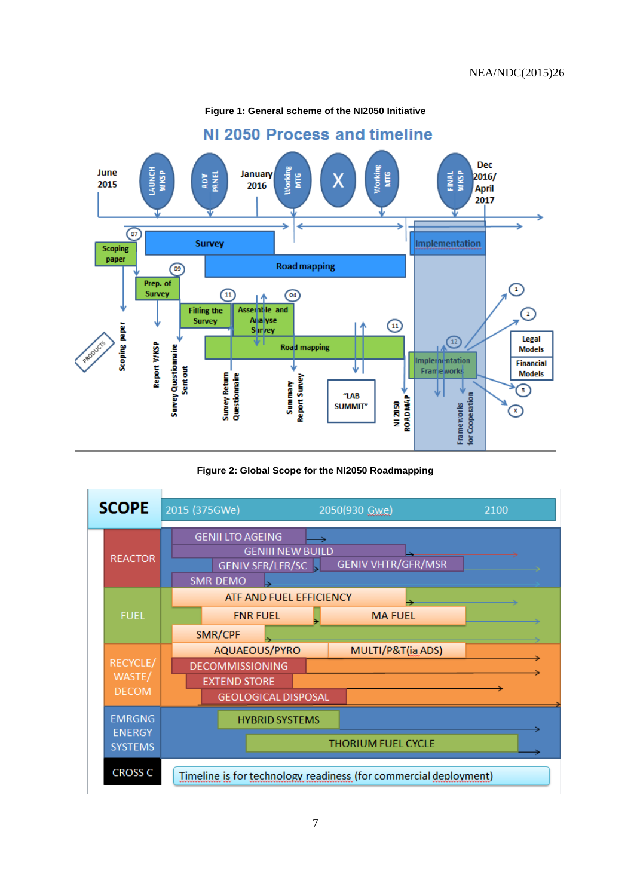**Figure 1: General scheme of the NI2050 Initiative**

NI 2050 Process and timeline

June 2015

LAUNCH WKSP

ADV PANEL

January 2016

Working MTG

X

Working MTG

FINAL WKSP

Dec 2016/ April 2017

07

Scoping paper

Survey

Implementation

Road mapping

09

Prep. of Survey

11

04

Filling the Survey

Assemble and Analyse Survey

11

Road mapping

12

Implementation Frameworks

1

2

Legal Models

Financial Models

3

X

PRODUCTS

Scoping paper

Report WKSP

Survey Questionnaire Sent out

Survey Return Questionnaire

Summary Report Survey

"LAB SUMMIT"

NI 2050 ROADMAP

Frameworks for Cooperation

**Figure 2: Global Scope for the NI2050 Roadmapping**

SCOPE

2015 (375GWe)

2050(930 Gwe)

2100

REACTOR

GENII LTO AGEING

GENIII NEW BUILD

GENIV SFR/LFR/SC

GENIV VHTR/GFR/MSR

SMR DEMO

FUEL

ATF AND FUEL EFFICIENCY

FNR FUEL

MA FUEL

SMR/CPF

RECYCLE/ WASTE/ DECOM

AQUAEOUS/PYRO

MULTI/P&T(ia ADS)

DECOMMISSIONING

EXTEND STORE

GEOLOGICAL DISPOSAL

EMRGNG ENERGY SYSTEMS

HYBRID SYSTEMS

THORIUM FUEL CYCLE

CROSS C

Timeline is for technology readiness (for commercial deployment)